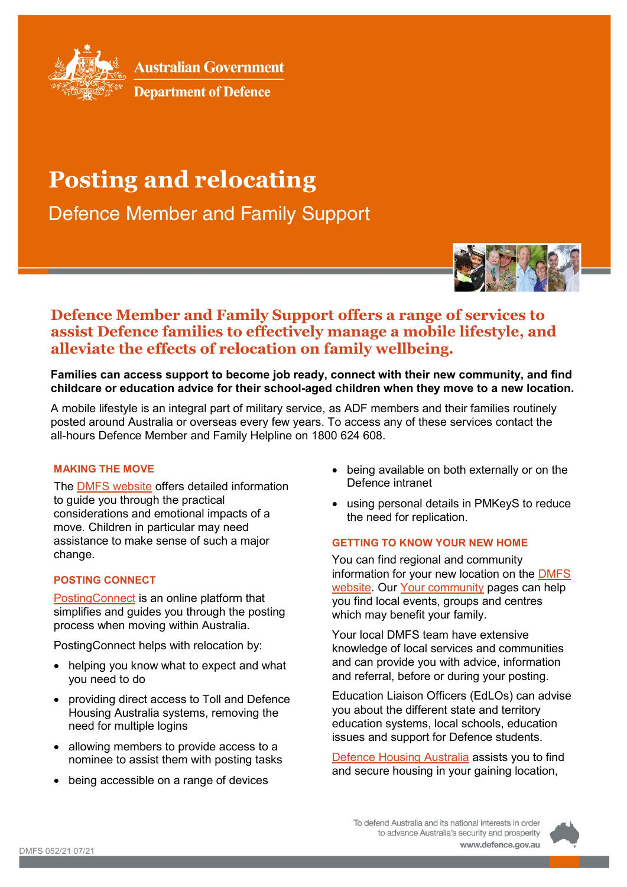Australian Government

Department of Defence

# Posting and relocating

Defence Member and Family Support

## Defence Member and Family Support offers a range of services to assist Defence families to effectively manage a mobile lifestyle, and alleviate the effects of relocation on family wellbeing.

**Families can access support to become job ready, connect with their new community, and find childcare or education advice for their school-aged children when they move to a new location.**

A mobile lifestyle is an integral part of military service, as ADF members and their families routinely posted around Australia or overseas every few years. To access any of these services contact the all-hours Defence Member and Family Helpline on 1800 624 608.

### MAKING THE MOVE

The DMFS website offers detailed information to guide you through the practical considerations and emotional impacts of a move. Children in particular may need assistance to make sense of such a major change.

### POSTING CONNECT

PostingConnect is an online platform that simplifies and guides you through the posting process when moving within Australia.

PostingConnect helps with relocation by:

- helping you know what to expect and what you need to do
- providing direct access to Toll and Defence Housing Australia systems, removing the need for multiple logins
- allowing members to provide access to a nominee to assist them with posting tasks
- being accessible on a range of devices
- being available on both externally or on the Defence intranet
- using personal details in PMKeyS to reduce the need for replication.

### GETTING TO KNOW YOUR NEW HOME

You can find regional and community information for your new location on the DMFS website. Our Your community pages can help you find local events, groups and centres which may benefit your family.

Your local DMFS team have extensive knowledge of local services and communities and can provide you with advice, information and referral, before or during your posting.

Education Liaison Officers (EdLOs) can advise you about the different state and territory education systems, local schools, education issues and support for Defence students.

Defence Housing Australia assists you to find and secure housing in your gaining location,

DMFS 052/21 07/21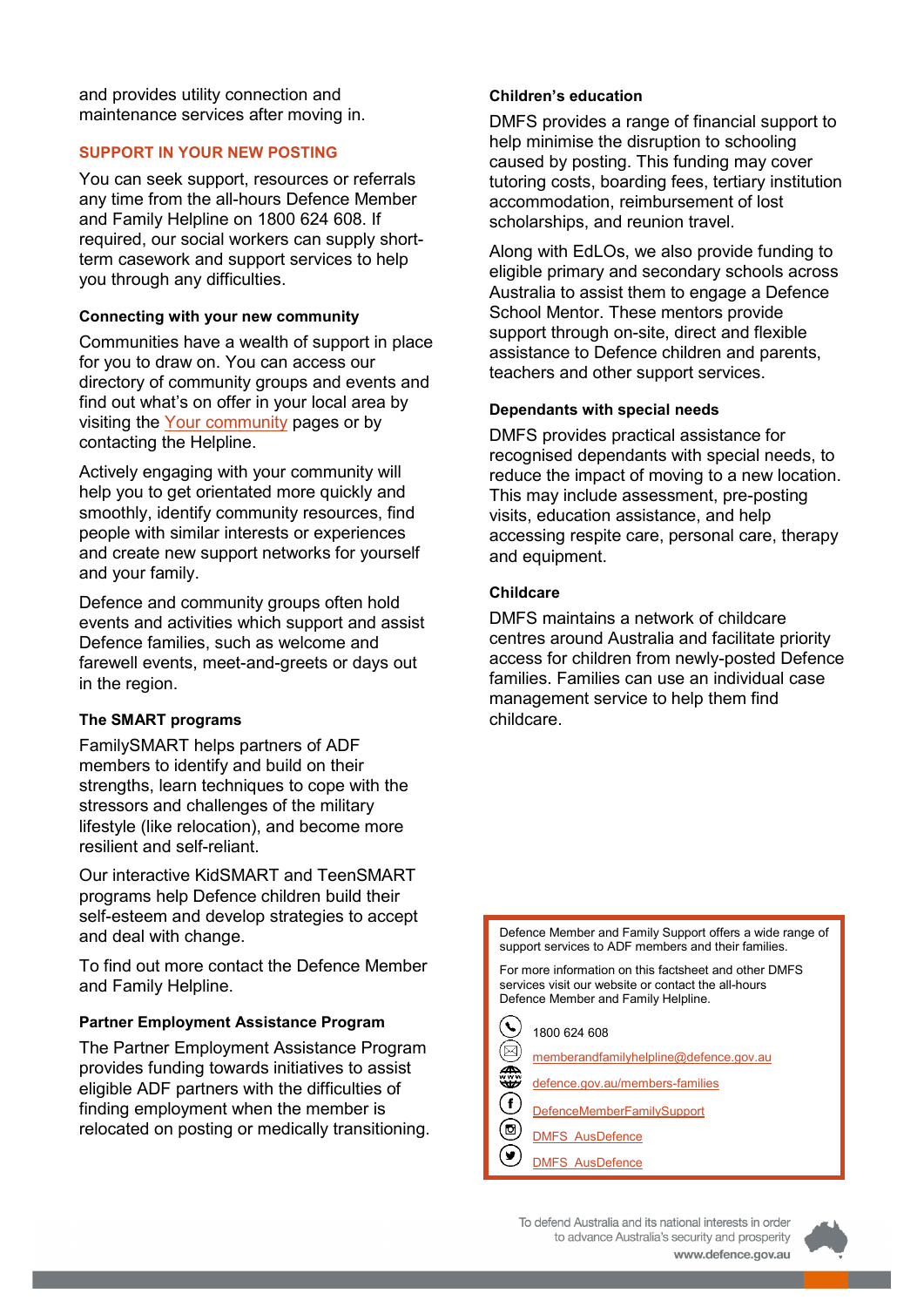and provides utility connection and maintenance services after moving in.

## SUPPORT IN YOUR NEW POSTING

You can seek support, resources or referrals any time from the all-hours Defence Member and Family Helpline on 1800 624 608. If required, our social workers can supply short-term casework and support services to help you through any difficulties.

### Connecting with your new community

Communities have a wealth of support in place for you to draw on. You can access our directory of community groups and events and find out what's on offer in your local area by visiting the Your community pages or by contacting the Helpline.

Actively engaging with your community will help you to get orientated more quickly and smoothly, identify community resources, find people with similar interests or experiences and create new support networks for yourself and your family.

Defence and community groups often hold events and activities which support and assist Defence families, such as welcome and farewell events, meet-and-greets or days out in the region.

### The SMART programs

FamilySMART helps partners of ADF members to identify and build on their strengths, learn techniques to cope with the stressors and challenges of the military lifestyle (like relocation), and become more resilient and self-reliant.

Our interactive KidSMART and TeenSMART programs help Defence children build their self-esteem and develop strategies to accept and deal with change.

To find out more contact the Defence Member and Family Helpline.

### Partner Employment Assistance Program

The Partner Employment Assistance Program provides funding towards initiatives to assist eligible ADF partners with the difficulties of finding employment when the member is relocated on posting or medically transitioning.

### Children's education

DMFS provides a range of financial support to help minimise the disruption to schooling caused by posting. This funding may cover tutoring costs, boarding fees, tertiary institution accommodation, reimbursement of lost scholarships, and reunion travel.

Along with EdLOs, we also provide funding to eligible primary and secondary schools across Australia to assist them to engage a Defence School Mentor. These mentors provide support through on-site, direct and flexible assistance to Defence children and parents, teachers and other support services.

### Dependants with special needs

DMFS provides practical assistance for recognised dependants with special needs, to reduce the impact of moving to a new location. This may include assessment, pre-posting visits, education assistance, and help accessing respite care, personal care, therapy and equipment.

### Childcare

DMFS maintains a network of childcare centres around Australia and facilitate priority access for children from newly-posted Defence families. Families can use an individual case management service to help them find childcare.

Defence Member and Family Support offers a wide range of support services to ADF members and their families.

For more information on this factsheet and other DMFS services visit our website or contact the all-hours Defence Member and Family Helpline.

- 1800 624 608
- memberandfamilyhelpline@defence.gov.au
- defence.gov.au/members-families
- DefenceMemberFamilySupport
- DMFS_AusDefence
- DMFS_AusDefence

To defend Australia and its national interests in order to advance Australia's security and prosperity
www.defence.gov.au